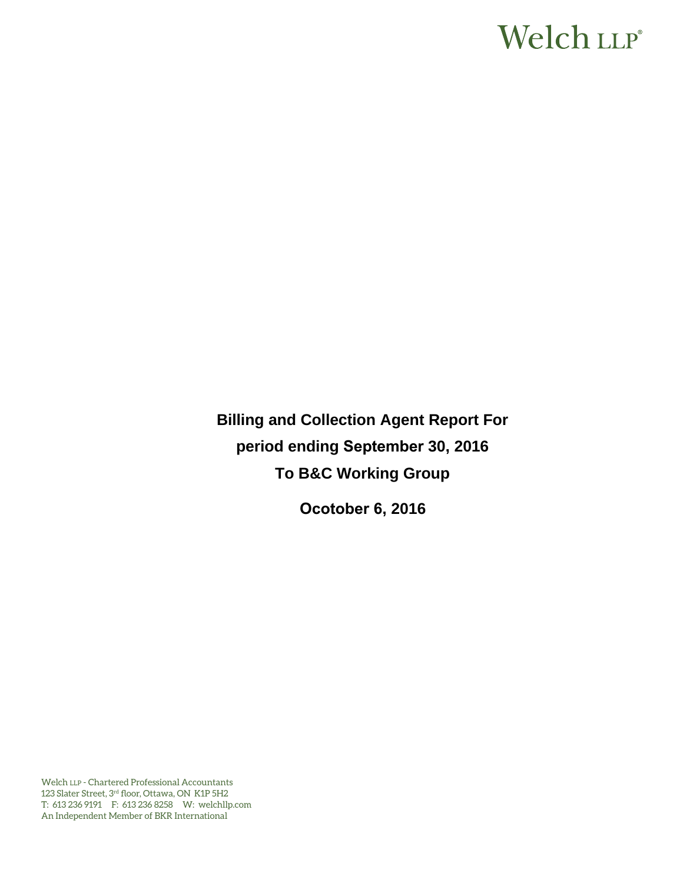Welch LLP®

**Billing and Collection Agent Report For**

**period ending September 30, 2016**

**To B&C Working Group**

**Ocotober 6, 2016**

Welch LLP - Chartered Professional Accountants
123 Slater Street, 3rd floor, Ottawa, ON K1P 5H2
T: 613 236 9191 F: 613 236 8258 W: welchllp.com
An Independent Member of BKR International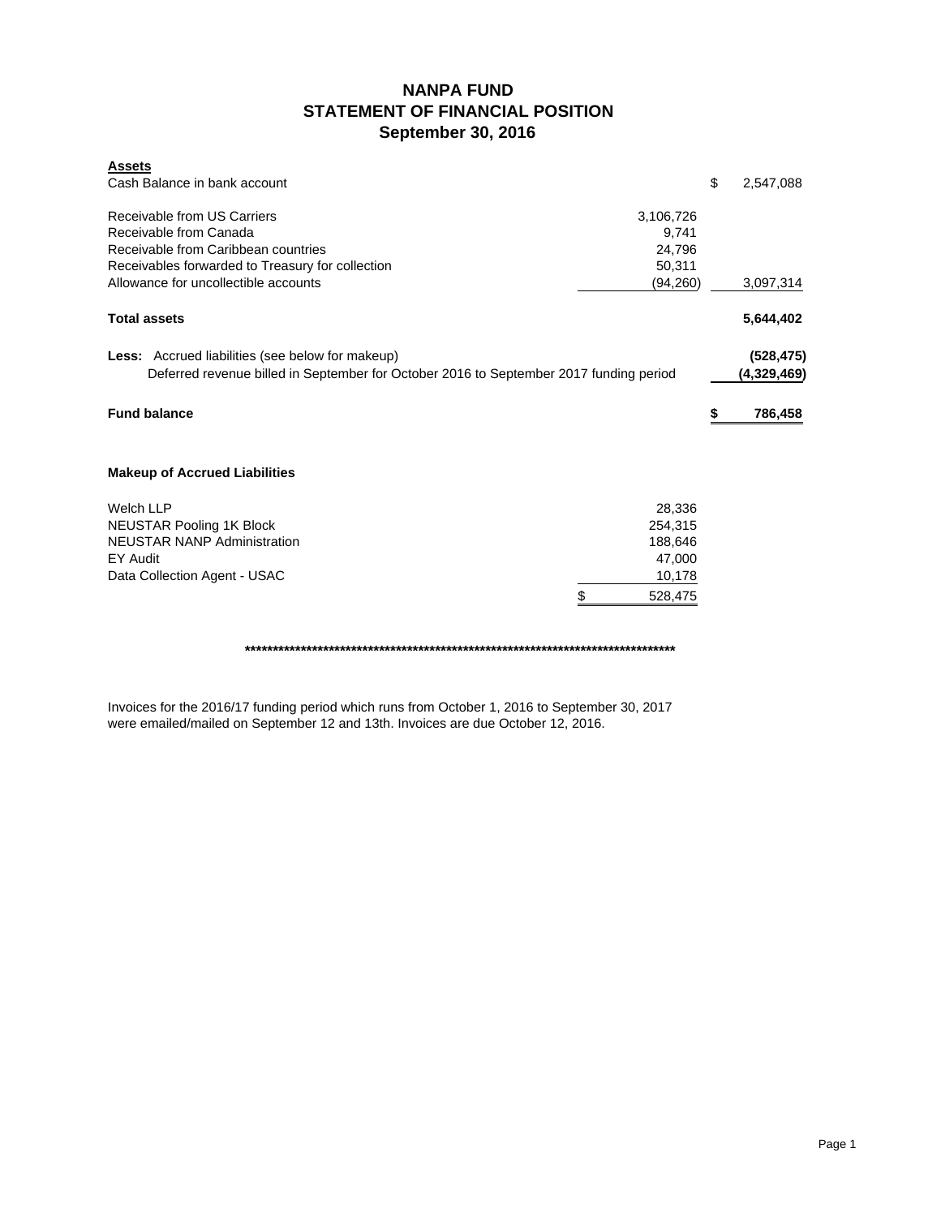# NANPA FUND
## STATEMENT OF FINANCIAL POSITION
### September 30, 2016

| **Assets** | | | |
|---|---|---|---|
| Cash Balance in bank account | | $ | 2,547,088 |
| | | | |
| Receivable from US Carriers | 3,106,726 | | |
| Receivable from Canada | 9,741 | | |
| Receivable from Caribbean countries | 24,796 | | |
| Receivables forwarded to Treasury for collection | 50,311 | | |
| Allowance for uncollectible accounts | (94,260) | | 3,097,314 |
| | | | |
| **Total assets** | | | **5,644,402** |
| | | | |
| **Less:** Accrued liabilities (see below for makeup) | | | **(528,475)** |
| Deferred revenue billed in September for October 2016 to September 2017 funding period | | | **(4,329,469)** |
| | | | |
| **Fund balance** | | **$** | **786,458** |

### Makeup of Accrued Liabilities

| | |
|---|---|
| Welch LLP | 28,336 |
| NEUSTAR Pooling 1K Block | 254,315 |
| NEUSTAR NANP Administration | 188,646 |
| EY Audit | 47,000 |
| Data Collection Agent - USAC | 10,178 |
| | $ 528,475 |

********************************************************************************

Invoices for the 2016/17 funding period which runs from October 1, 2016 to September 30, 2017 were emailed/mailed on September 12 and 13th. Invoices are due October 12, 2016.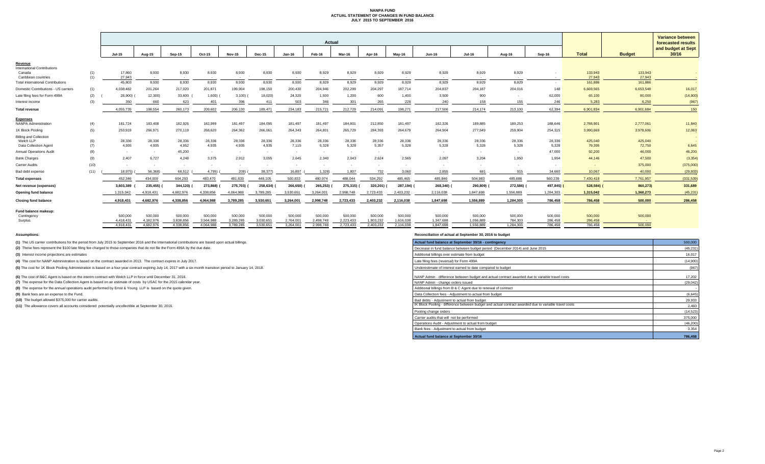# NANPA FUND
## ACTUAL STATEMENT OF CHANGES IN FUND BALANCE
## JULY 2015 TO SEPTEMBER 2016

| | | Actual | | | | | | | | | | | | | | | | | Variance between forecasted results and budget at Sept 30/16 |
|---|---|---|---|---|---|---|---|---|---|---|---|---|---|---|---|---|---|---|---|
| | | Jul-15 | Aug-15 | Sep-15 | Oct-15 | Nov-15 | Dec-15 | Jan-16 | Feb-16 | Mar-16 | Apr-16 | May-16 | Jun-16 | Jul-16 | Aug-16 | Sep-16 | Total | Budget | |
| **Revenue** | | | | | | | | | | | | | | | | | | | |
| International Contributions | | | | | | | | | | | | | | | | | | | |
| Canada | (1) | 17,860 | 8,930 | 8,930 | 8,930 | 8,930 | 8,930 | 8,930 | 8,929 | 8,929 | 8,929 | 8,929 | 8,929 | 8,929 | 8,929 | - | 133,943 | 133,943 | - |
| Caribbean countries | (1) | 27,943 | - | - | - | - | - | - | - | - | - | - | - | - | - | - | 27,943 | 27,943 | - |
| Total International Contributions | | 45,803 | 8,930 | 8,930 | 8,930 | 8,930 | 8,930 | 8,930 | 8,929 | 8,929 | 8,929 | 8,929 | 8,929 | 8,929 | 8,929 | - | 161,886 | 161,886 | - |
| Domestic Contributions - US carriers | (1) | 4,038,482 | 201,264 | 217,020 | 201,871 | 199,904 | 198,150 | 200,430 | 204,946 | 202,299 | 204,297 | 187,714 | 204,837 | 204,187 | 204,016 | 148 | 6,669,565 | 6,653,548 | 16,017 |
| Late filing fees for Form 499A | (2) | (28,900) | (12,300) | 33,600 | (1,600) | (3,100) | (18,020) | 24,320 | 1,500 | 1,200 | 600 | 1,400 | 3,500 | 900 | - | 62,000 | 65,100 | 80,000 | (14,900) |
| Interest income | (3) | 350 | 660 | 623 | 401 | 396 | 411 | 503 | 346 | 301 | 265 | 228 | 240 | 158 | 155 | 246 | 5,283 | 6,250 | (967) |
| **Total revenue** | | 4,055,735 | 198,554 | 260,173 | 209,602 | 206,130 | 189,471 | 234,183 | 215,721 | 212,729 | 214,091 | 198,271 | 217,506 | 214,174 | 213,100 | 62,394 | 6,901,834 | 6,901,684 | 150 |
| **Expenses** | | | | | | | | | | | | | | | | | | | |
| NANPA Administration | (4) | 181,724 | 183,408 | 182,926 | 182,999 | 181,497 | 184,095 | 181,497 | 181,497 | 184,801 | 212,850 | 181,497 | 182,326 | 189,885 | 189,253 | 188,646 | 2,788,901 | 2,777,061 | 11,840 |
| 1K Block Pooling | (5) | 253,919 | 266,971 | 270,119 | 268,620 | 264,362 | 266,061 | 264,343 | 264,801 | 265,729 | 284,393 | 264,679 | 264,904 | 277,549 | 259,904 | 254,315 | 3,990,669 | 3,978,606 | 12,063 |
| Billing and Collection | | | | | | | | | | | | | | | | | | | |
| Welch LLP | (6) | 28,336 | 28,336 | 28,336 | 28,336 | 28,336 | 28,336 | 28,336 | 28,336 | 28,336 | 28,336 | 28,336 | 28,336 | 28,336 | 28,336 | 28,336 | 425,040 | 425,040 | - |
| Data Collection Agent | (7) | 4,935 | 4,935 | 4,952 | 4,935 | 4,935 | 4,935 | 7,115 | 5,328 | 5,328 | 5,357 | 5,328 | 5,328 | 5,328 | 5,328 | 5,328 | 79,395 | 72,750 | 6,645 |
| Annual Operations Audit | (8) | - | - | 45,200 | - | - | - | - | - | - | - | | - | - | - | 47,000 | 92,200 | 46,000 | 46,200 |
| Bank Charges | (9) | 2,407 | 6,727 | 4,248 | 3,375 | 2,912 | 3,055 | 2,645 | 2,340 | 2,043 | 2,624 | 2,565 | 2,097 | 3,204 | 1,950 | 1,954 | 44,146 | 47,500 | (3,354) |
| Carrier Audits | (10) | - | - | - | - | - | - | - | - | - | - | - | - | - | - | - | - | 375,000 | (375,000) |
| Bad debt expense | (11) | (18,975) | (56,368) | 68,512 | (4,795) | (209) | (38,377) | 16,897 | (1,328) | 1,807 | 732 | 3,060 | 2,855 | 681 | 915 | 34,660 | 10,067 | 40,000 | (29,933) |
| **Total expenses** | | 452,346 | 434,009 | 604,293 | 483,470 | 481,833 | 448,105 | 500,833 | 480,974 | 488,044 | 534,292 | 485,465 | 485,846 | 504,983 | 485,686 | 560,239 | 7,430,418 | 7,761,957 | (331,539) |
| **Net revenue (expenses)** | | 3,603,389 | (235,455) | (344,120) | (273,868) | (275,703) | (258,634) | (266,650) | (265,253) | (275,315) | (320,201) | (287,194) | (268,340) | (290,809) | (272,586) | (497,845) | (528,584) | (860,273) | 331,689 |
| **Opening fund balance** | | 1,315,042 | 4,918,431 | 4,682,976 | 4,338,856 | 4,064,988 | 3,789,285 | 3,530,651 | 3,264,001 | 2,998,748 | 2,723,433 | 2,403,232 | 2,116,038 | 1,847,698 | 1,556,889 | 1,284,303 | 1,315,042 | 1,360,273 | (45,231) |
| **Closing fund balance** | | 4,918,431 | 4,682,976 | 4,338,856 | 4,064,988 | 3,789,285 | 3,530,651 | 3,264,001 | 2,998,748 | 2,723,433 | 2,403,232 | 2,116,038 | 1,847,698 | 1,556,889 | 1,284,303 | 786,458 | 786,458 | 500,000 | 286,458 |
| **Fund balance makeup:** | | | | | | | | | | | | | | | | | | | |
| Contingency | | 500,000 | 500,000 | 500,000 | 500,000 | 500,000 | 500,000 | 500,000 | 500,000 | 500,000 | 500,000 | 500,000 | 500,000 | 500,000 | 500,000 | 500,000 | 500,000 | 500,000 | |
| Surplus | | 4,418,431 | 4,182,976 | 3,838,856 | 3,564,988 | 3,289,285 | 3,030,651 | 2,764,001 | 2,498,748 | 2,223,433 | 1,903,232 | 1,616,038 | 1,347,698 | 1,056,889 | 784,303 | 286,458 | 286,458 | - | |
| | | 4,918,431 | 4,682,976 | 4,338,856 | 4,064,988 | 3,789,285 | 3,530,651 | 3,264,001 | 2,998,748 | 2,723,433 | 2,403,232 | 2,116,038 | 1,847,698 | 1,556,889 | 1,284,303 | 786,458 | 786,458 | 500,000 | |

**Assumptions:**

**(1)** The US carrier contributions for the period from July 2015 to September 2016 and the International contributions are based upon actual billings.

**(2)** These fees represent the $100 late filing fee charged to those companies that do not file the Form 499A by the due date.

**(3)** Interest income projections are estimates

**(4)** The cost for NANP Administration is based on the contract awarded in 2013. The contract expires in July 2017.

**(5)** The cost for 1K Block Pooling Administration is based on a four-year contract expiring July 14, 2017 with a six-month transition period to January 14, 2018.

**(6)** The cost of B&C Agent is based on the interim contract with Welch LLP in force until December 31, 2016.

**(7)** The expense for the Data Collection Agent is based on an estimate of costs by USAC for the 2015 calendar year.

**(8)** The expense for the annual operations audit performed by Ernst & Young LLP is based on the quote given.

**(9)** Bank fees are an expense to the Fund.

**(10)** The budget allowed $375,000 for carrier audits.

**(11)** The allowance covers all accounts considered potentially uncollectible at September 30, 2016.

**Reconciliation of actual at September 30, 2016 to budget**

| Actual fund balance at September 30/16 - contingency | 500,000 |
|---|---|
| Decrease in fund balance between budget period (December 2014) and June 2015 | (45,231) |
| Additional billings over estimate from budget | 16,017 |
| Late filing fees (reversal) for Form 499A | (14,900) |
| Underestimate of interest earned to date compared to budget | (967) |
| | |
| NANP Admin - difference between budget and actual contract awarded due to variable travel costs | 17,202 |
| NANP Admin - change orders issued | (29,042) |
| Additional billings from B & C Agent due to renewal of contract | - |
| Data Collection fees - Adjustment to actual from budget | (6,645) |
| Bad debts - Adjustment to actual from budget | 29,933 |
| IK Block Pooling - difference between budget and actual contract awarded due to variable travel costs | 2,460 |
| Pooling change orders | (14,523) |
| Carrier audits that will not be performed | 375,000 |
| Operations Audit - Adjustment to actual from budget | (46,200) |
| Bank fees - Adjustment to actual from budget | 3,354 |
| **Actual fund balance at September 30/16** | **786,458** |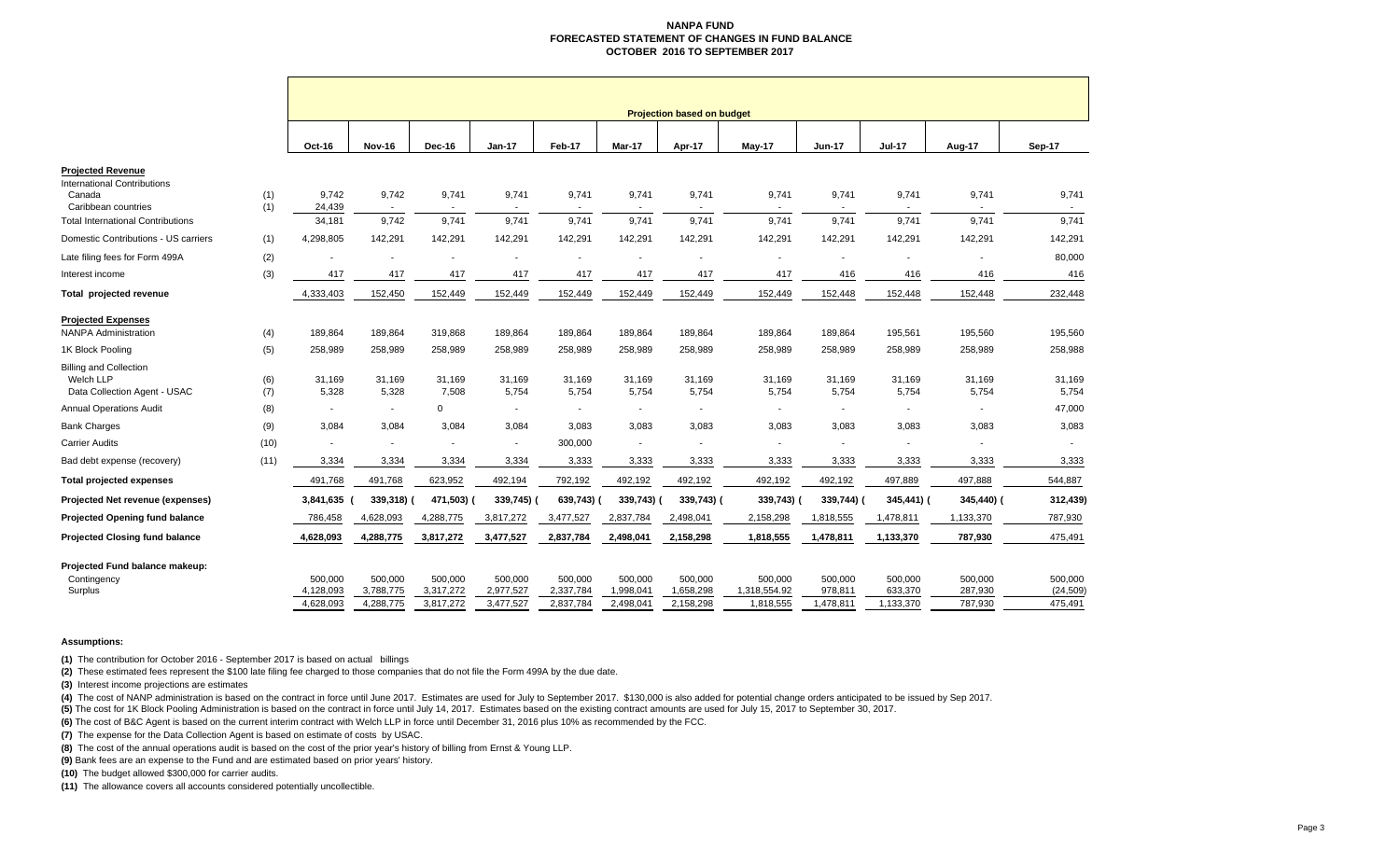# NANPA FUND
## FORECASTED STATEMENT OF CHANGES IN FUND BALANCE
### OCTOBER 2016 TO SEPTEMBER 2017

| | | Projection based on budget | | | | | | | | | | | |
|---|---|---|---|---|---|---|---|---|---|---|---|---|---|
| | | Oct-16 | Nov-16 | Dec-16 | Jan-17 | Feb-17 | Mar-17 | Apr-17 | May-17 | Jun-17 | Jul-17 | Aug-17 | Sep-17 |
| **Projected Revenue** | | | | | | | | | | | | | |
| International Contributions | | | | | | | | | | | | | |
| Canada | (1) | 9,742 | 9,742 | 9,741 | 9,741 | 9,741 | 9,741 | 9,741 | 9,741 | 9,741 | 9,741 | 9,741 | 9,741 |
| Caribbean countries | (1) | 24,439 | - | - | - | - | - | - | - | - | - | - | - |
| Total International Contributions | | 34,181 | 9,742 | 9,741 | 9,741 | 9,741 | 9,741 | 9,741 | 9,741 | 9,741 | 9,741 | 9,741 | 9,741 |
| Domestic Contributions - US carriers | (1) | 4,298,805 | 142,291 | 142,291 | 142,291 | 142,291 | 142,291 | 142,291 | 142,291 | 142,291 | 142,291 | 142,291 | 142,291 |
| Late filing fees for Form 499A | (2) | - | - | - | - | - | - | - | - | - | - | - | 80,000 |
| Interest income | (3) | 417 | 417 | 417 | 417 | 417 | 417 | 417 | 417 | 416 | 416 | 416 | 416 |
| Total projected revenue | | 4,333,403 | 152,450 | 152,449 | 152,449 | 152,449 | 152,449 | 152,449 | 152,449 | 152,448 | 152,448 | 152,448 | 232,448 |
| **Projected Expenses** | | | | | | | | | | | | | |
| NANPA Administration | (4) | 189,864 | 189,864 | 319,868 | 189,864 | 189,864 | 189,864 | 189,864 | 189,864 | 189,864 | 195,561 | 195,560 | 195,560 |
| 1K Block Pooling | (5) | 258,989 | 258,989 | 258,989 | 258,989 | 258,989 | 258,989 | 258,989 | 258,989 | 258,989 | 258,989 | 258,989 | 258,988 |
| Billing and Collection | | | | | | | | | | | | | |
| Welch LLP | (6) | 31,169 | 31,169 | 31,169 | 31,169 | 31,169 | 31,169 | 31,169 | 31,169 | 31,169 | 31,169 | 31,169 | 31,169 |
| Data Collection Agent - USAC | (7) | 5,328 | 5,328 | 7,508 | 5,754 | 5,754 | 5,754 | 5,754 | 5,754 | 5,754 | 5,754 | 5,754 | 5,754 |
| Annual Operations Audit | (8) | - | - | 0 | - | - | - | - | - | - | - | - | 47,000 |
| Bank Charges | (9) | 3,084 | 3,084 | 3,084 | 3,084 | 3,083 | 3,083 | 3,083 | 3,083 | 3,083 | 3,083 | 3,083 | 3,083 |
| Carrier Audits | (10) | - | - | - | - | 300,000 | - | - | - | - | - | - | - |
| Bad debt expense (recovery) | (11) | 3,334 | 3,334 | 3,334 | 3,334 | 3,333 | 3,333 | 3,333 | 3,333 | 3,333 | 3,333 | 3,333 | 3,333 |
| Total projected expenses | | 491,768 | 491,768 | 623,952 | 492,194 | 792,192 | 492,192 | 492,192 | 492,192 | 492,192 | 497,889 | 497,888 | 544,887 |
| Projected Net revenue (expenses) | | 3,841,635 | (339,318) | (471,503) | (339,745) | (639,743) | (339,743) | (339,743) | (339,743) | (339,744) | (345,441) | (345,440) | (312,439) |
| Projected Opening fund balance | | 786,458 | 4,628,093 | 4,288,775 | 3,817,272 | 3,477,527 | 2,837,784 | 2,498,041 | 2,158,298 | 1,818,555 | 1,478,811 | 1,133,370 | 787,930 |
| Projected Closing fund balance | | 4,628,093 | 4,288,775 | 3,817,272 | 3,477,527 | 2,837,784 | 2,498,041 | 2,158,298 | 1,818,555 | 1,478,811 | 1,133,370 | 787,930 | 475,491 |
| **Projected Fund balance makeup:** | | | | | | | | | | | | | |
| Contingency | | 500,000 | 500,000 | 500,000 | 500,000 | 500,000 | 500,000 | 500,000 | 500,000 | 500,000 | 500,000 | 500,000 | 500,000 |
| Surplus | | 4,128,093 | 3,788,775 | 3,317,272 | 2,977,527 | 2,337,784 | 1,998,041 | 1,658,298 | 1,318,554.92 | 978,811 | 633,370 | 287,930 | (24,509) |
| | | 4,628,093 | 4,288,775 | 3,817,272 | 3,477,527 | 2,837,784 | 2,498,041 | 2,158,298 | 1,818,555 | 1,478,811 | 1,133,370 | 787,930 | 475,491 |

**Assumptions:**

**(1)** The contribution for October 2016 - September 2017 is based on actual billings

**(2)** These estimated fees represent the $100 late filing fee charged to those companies that do not file the Form 499A by the due date.

**(3)** Interest income projections are estimates

**(4)** The cost of NANP administration is based on the contract in force until June 2017. Estimates are used for July to September 2017. $130,000 is also added for potential change orders anticipated to be issued by Sep 2017.

**(5)** The cost for 1K Block Pooling Administration is based on the contract in force until July 14, 2017. Estimates based on the existing contract amounts are used for July 15, 2017 to September 30, 2017.

**(6)** The cost of B&C Agent is based on the current interim contract with Welch LLP in force until December 31, 2016 plus 10% as recommended by the FCC.

**(7)** The expense for the Data Collection Agent is based on estimate of costs by USAC.

**(8)** The cost of the annual operations audit is based on the cost of the prior year's history of billing from Ernst & Young LLP.

**(9)** Bank fees are an expense to the Fund and are estimated based on prior years' history.

**(10)** The budget allowed $300,000 for carrier audits.

**(11)** The allowance covers all accounts considered potentially uncollectible.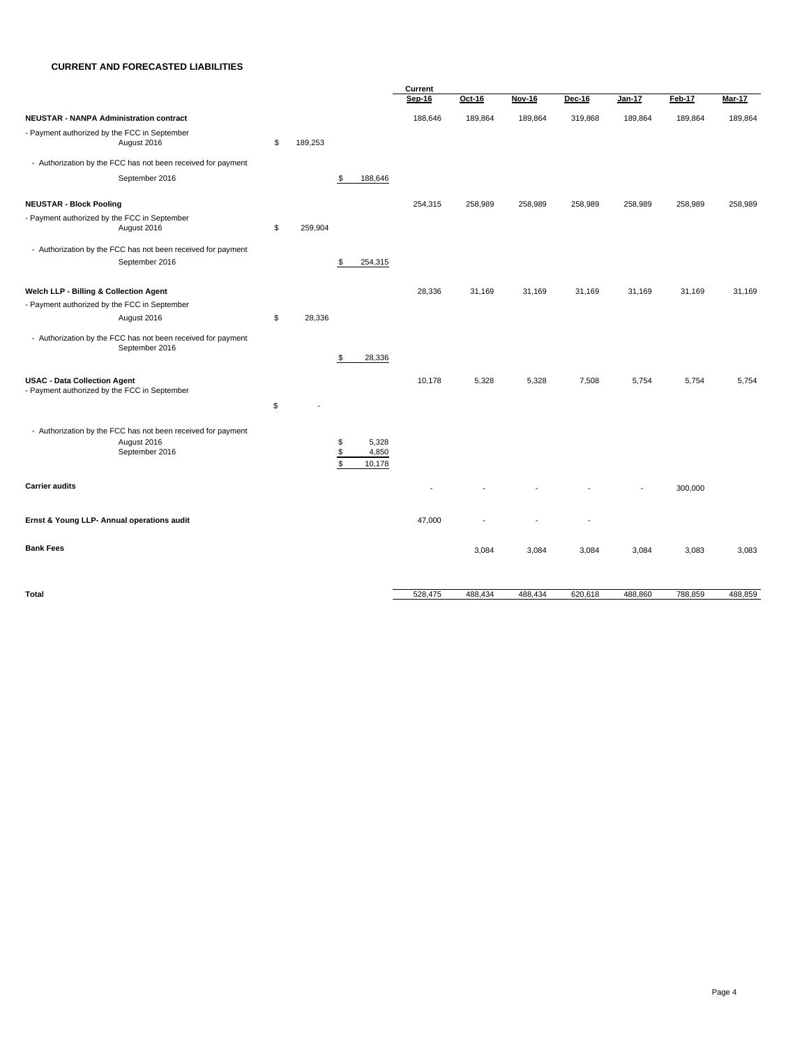## CURRENT AND FORECASTED LIABILITIES

| | | | Current Sep-16 | Oct-16 | Nov-16 | Dec-16 | Jan-17 | Feb-17 | Mar-17 |
|---|---|---|---|---|---|---|---|---|---|
| **NEUSTAR - NANPA Administration contract** | | | 188,646 | 189,864 | 189,864 | 319,868 | 189,864 | 189,864 | 189,864 |
| - Payment authorized by the FCC in September | | | | | | | | | |
| August 2016 | $ 189,253 | | | | | | | | |
| - Authorization by the FCC has not been received for payment | | | | | | | | | |
| September 2016 | | $ 188,646 | | | | | | | |
| **NEUSTAR - Block Pooling** | | | 254,315 | 258,989 | 258,989 | 258,989 | 258,989 | 258,989 | 258,989 |
| - Payment authorized by the FCC in September | | | | | | | | | |
| August 2016 | $ 259,904 | | | | | | | | |
| - Authorization by the FCC has not been received for payment | | | | | | | | | |
| September 2016 | | $ 254,315 | | | | | | | |
| **Welch LLP - Billing & Collection Agent** | | | 28,336 | 31,169 | 31,169 | 31,169 | 31,169 | 31,169 | 31,169 |
| - Payment authorized by the FCC in September | | | | | | | | | |
| August 2016 | $ 28,336 | | | | | | | | |
| - Authorization by the FCC has not been received for payment | | | | | | | | | |
| September 2016 | | $ 28,336 | | | | | | | |
| **USAC - Data Collection Agent** | | | 10,178 | 5,328 | 5,328 | 7,508 | 5,754 | 5,754 | 5,754 |
| - Payment authorized by the FCC in September | $ - | | | | | | | | |
| - Authorization by the FCC has not been received for payment | | | | | | | | | |
| August 2016 | | $ 5,328 | | | | | | | |
| September 2016 | | $ 4,850 | | | | | | | |
| | | $ 10,178 | | | | | | | |
| **Carrier audits** | | | - | - | - | - | - | 300,000 | |
| **Ernst & Young LLP- Annual operations audit** | | | 47,000 | - | - | - | | | |
| **Bank Fees** | | | | 3,084 | 3,084 | 3,084 | 3,084 | 3,083 | 3,083 |
| **Total** | | | 528,475 | 488,434 | 488,434 | 620,618 | 488,860 | 788,859 | 488,859 |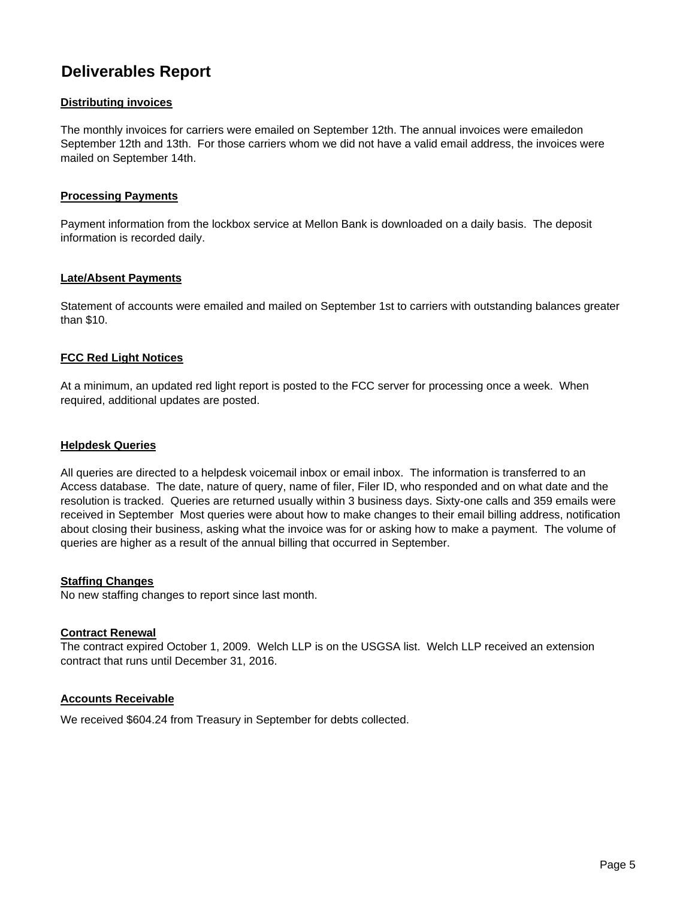# Deliverables Report

**Distributing invoices**

The monthly invoices for carriers were emailed on September 12th. The annual invoices were emailedon September 12th and 13th. For those carriers whom we did not have a valid email address, the invoices were mailed on September 14th.

**Processing Payments**

Payment information from the lockbox service at Mellon Bank is downloaded on a daily basis. The deposit information is recorded daily.

**Late/Absent Payments**

Statement of accounts were emailed and mailed on September 1st to carriers with outstanding balances greater than $10.

**FCC Red Light Notices**

At a minimum, an updated red light report is posted to the FCC server for processing once a week. When required, additional updates are posted.

**Helpdesk Queries**

All queries are directed to a helpdesk voicemail inbox or email inbox. The information is transferred to an Access database. The date, nature of query, name of filer, Filer ID, who responded and on what date and the resolution is tracked. Queries are returned usually within 3 business days. Sixty-one calls and 359 emails were received in September Most queries were about how to make changes to their email billing address, notification about closing their business, asking what the invoice was for or asking how to make a payment. The volume of queries are higher as a result of the annual billing that occurred in September.

**Staffing Changes**

No new staffing changes to report since last month.

**Contract Renewal**

The contract expired October 1, 2009. Welch LLP is on the USGSA list. Welch LLP received an extension contract that runs until December 31, 2016.

**Accounts Receivable**

We received $604.24 from Treasury in September for debts collected.